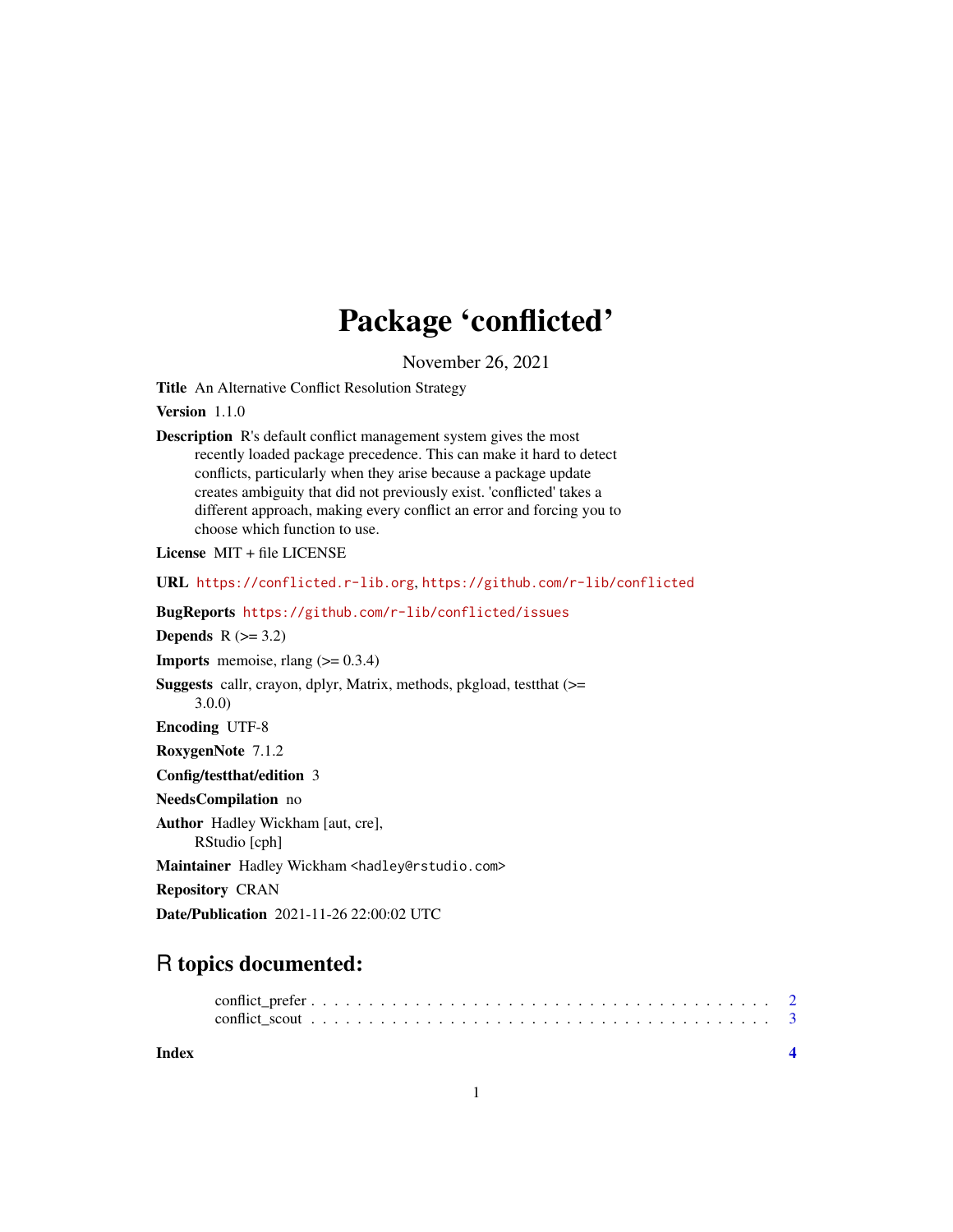# Package 'conflicted'

November 26, 2021

**Title** An Alternative Conflict Resolution Strategy

**Version** 1.1.0

**Description** R's default conflict management system gives the most recently loaded package precedence. This can make it hard to detect conflicts, particularly when they arise because a package update creates ambiguity that did not previously exist. 'conflicted' takes a different approach, making every conflict an error and forcing you to choose which function to use.

**License** MIT + file LICENSE

**URL** https://conflicted.r-lib.org, https://github.com/r-lib/conflicted

**BugReports** https://github.com/r-lib/conflicted/issues

**Depends** R (>= 3.2)

**Imports** memoise, rlang (>= 0.3.4)

**Suggests** callr, crayon, dplyr, Matrix, methods, pkgload, testthat (>= 3.0.0)

**Encoding** UTF-8

**RoxygenNote** 7.1.2

**Config/testthat/edition** 3

**NeedsCompilation** no

**Author** Hadley Wickham [aut, cre], RStudio [cph]

**Maintainer** Hadley Wickham <hadley@rstudio.com>

**Repository** CRAN

**Date/Publication** 2021-11-26 22:00:02 UTC

## R topics documented:

conflict_prefer . . . . . . . . . . . . . . . . . . . . . . . . . . . . . . . . . . . . . . 2
conflict_scout . . . . . . . . . . . . . . . . . . . . . . . . . . . . . . . . . . . . . . 3

**Index** **4**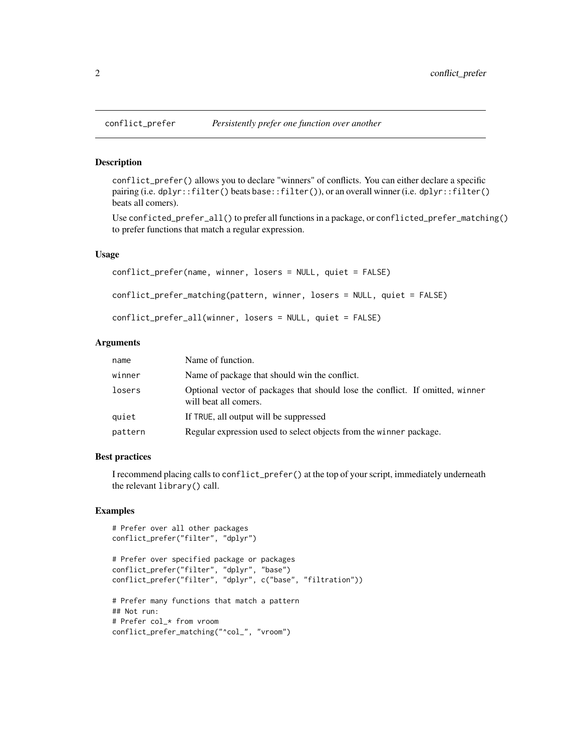## conflict_prefer — *Persistently prefer one function over another*

### Description

`conflict_prefer()` allows you to declare "winners" of conflicts. You can either declare a specific pairing (i.e. `dplyr::filter()` beats `base::filter()`), or an overall winner (i.e. `dplyr::filter()` beats all comers).

Use `conficted_prefer_all()` to prefer all functions in a package, or `conflicted_prefer_matching()` to prefer functions that match a regular expression.

### Usage

```
conflict_prefer(name, winner, losers = NULL, quiet = FALSE)

conflict_prefer_matching(pattern, winner, losers = NULL, quiet = FALSE)

conflict_prefer_all(winner, losers = NULL, quiet = FALSE)
```

### Arguments

| | |
|---|---|
| `name` | Name of function. |
| `winner` | Name of package that should win the conflict. |
| `losers` | Optional vector of packages that should lose the conflict. If omitted, `winner` will beat all comers. |
| `quiet` | If `TRUE`, all output will be suppressed |
| `pattern` | Regular expression used to select objects from the `winner` package. |

### Best practices

I recommend placing calls to `conflict_prefer()` at the top of your script, immediately underneath the relevant `library()` call.

### Examples

```
# Prefer over all other packages
conflict_prefer("filter", "dplyr")

# Prefer over specified package or packages
conflict_prefer("filter", "dplyr", "base")
conflict_prefer("filter", "dplyr", c("base", "filtration"))

# Prefer many functions that match a pattern
## Not run:
# Prefer col_* from vroom
conflict_prefer_matching("^col_", "vroom")
```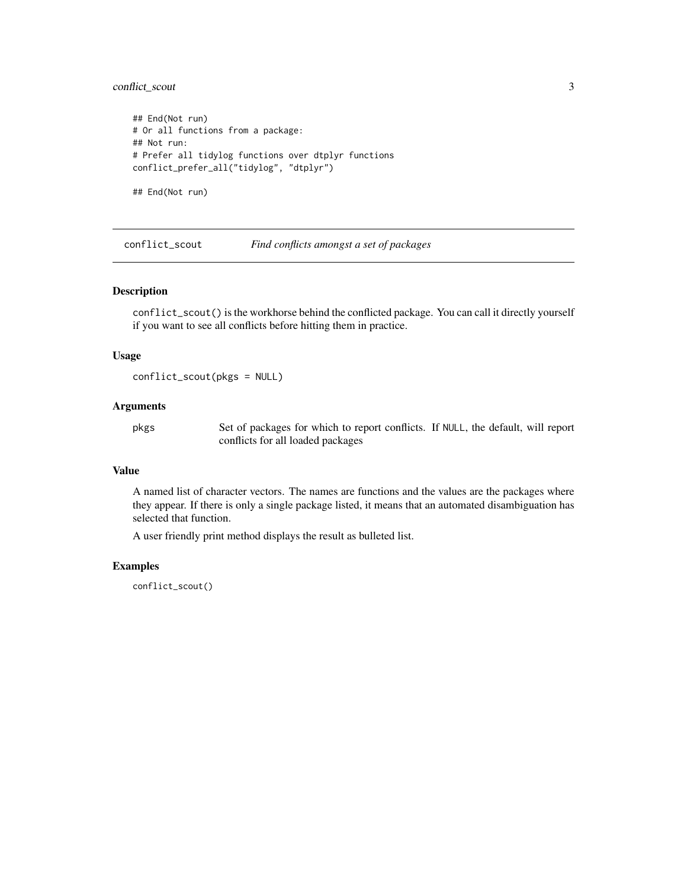```
## End(Not run)
# Or all functions from a package:
## Not run:
# Prefer all tidylog functions over dtplyr functions
conflict_prefer_all("tidylog", "dtplyr")

## End(Not run)
```

---

## conflict_scout — *Find conflicts amongst a set of packages*

---

### Description

`conflict_scout()` is the workhorse behind the conflicted package. You can call it directly yourself if you want to see all conflicts before hitting them in practice.

### Usage

```
conflict_scout(pkgs = NULL)
```

### Arguments

| | |
|---|---|
| `pkgs` | Set of packages for which to report conflicts. If `NULL`, the default, will report conflicts for all loaded packages |

### Value

A named list of character vectors. The names are functions and the values are the packages where they appear. If there is only a single package listed, it means that an automated disambiguation has selected that function.

A user friendly print method displays the result as bulleted list.

### Examples

```
conflict_scout()
```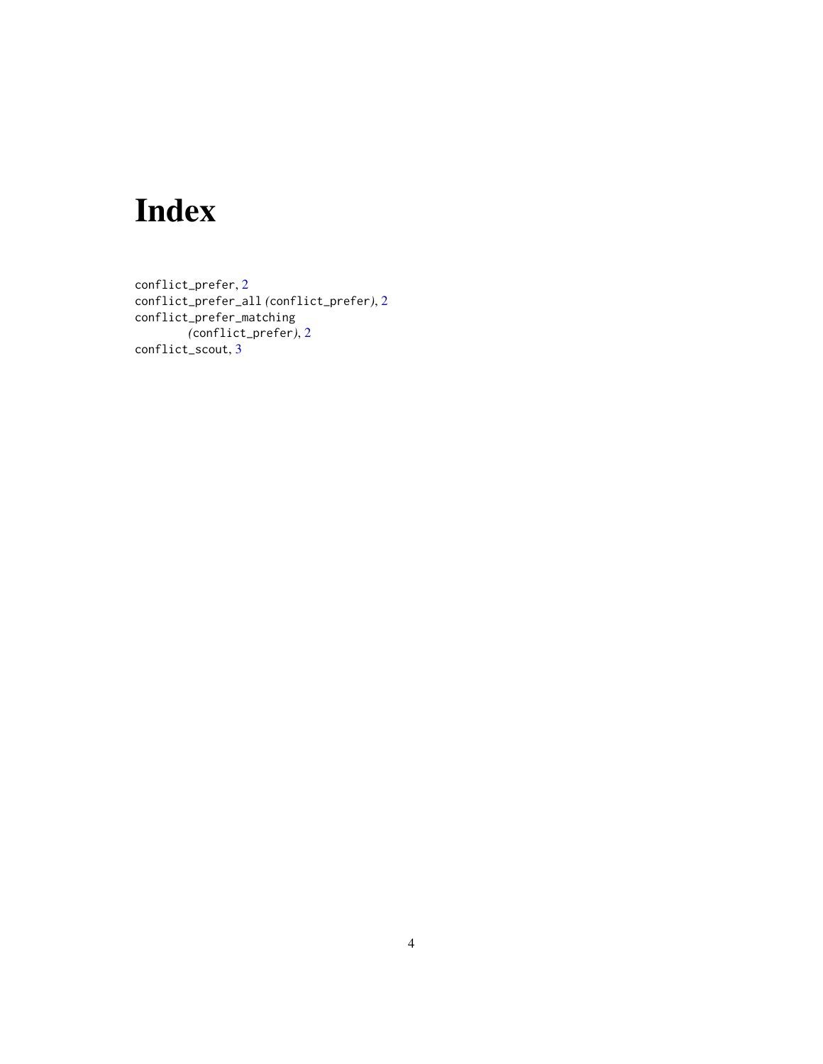# Index

conflict_prefer, 2
conflict_prefer_all (conflict_prefer), 2
conflict_prefer_matching (conflict_prefer), 2
conflict_scout, 3